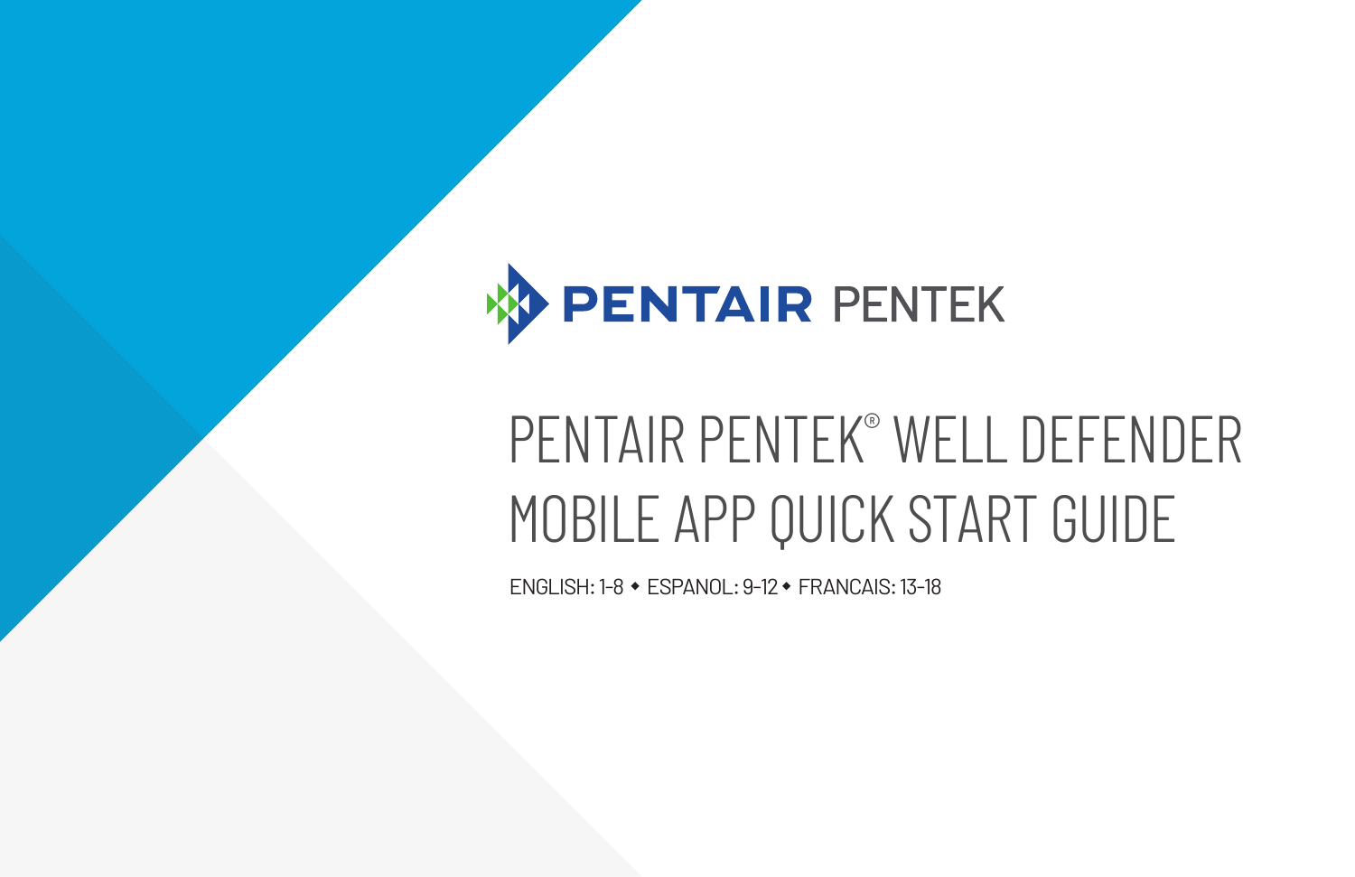PENTAIR PENTEK

# PENTAIR PENTEK® WELL DEFENDER MOBILE APP QUICK START GUIDE

ENGLISH: 1-8 • ESPANOL: 9-12 • FRANCAIS: 13-18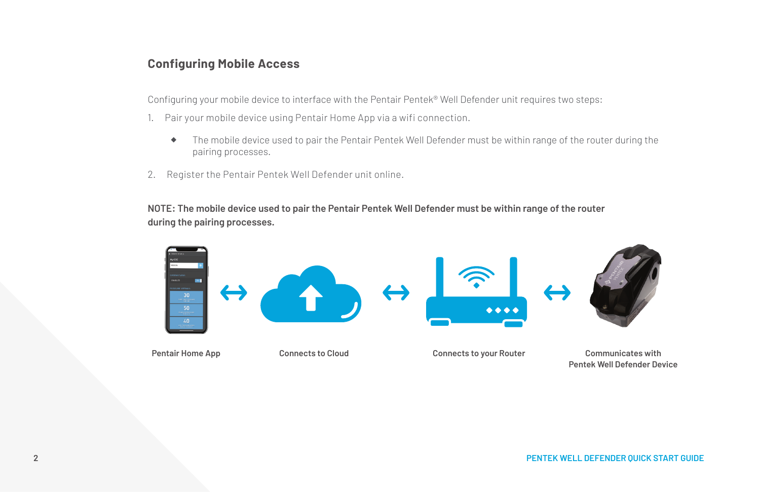## Configuring Mobile Access

Configuring your mobile device to interface with the Pentair Pentek® Well Defender unit requires two steps:

1. Pair your mobile device using Pentair Home App via a wifi connection.
   - The mobile device used to pair the Pentair Pentek Well Defender must be within range of the router during the pairing processes.
2. Register the Pentair Pentek Well Defender unit online.

**NOTE: The mobile device used to pair the Pentair Pentek Well Defender must be within range of the router during the pairing processes.**

Pentair Home App ↔ Connects to Cloud ↔ Connects to your Router ↔ Communicates with Pentek Well Defender Device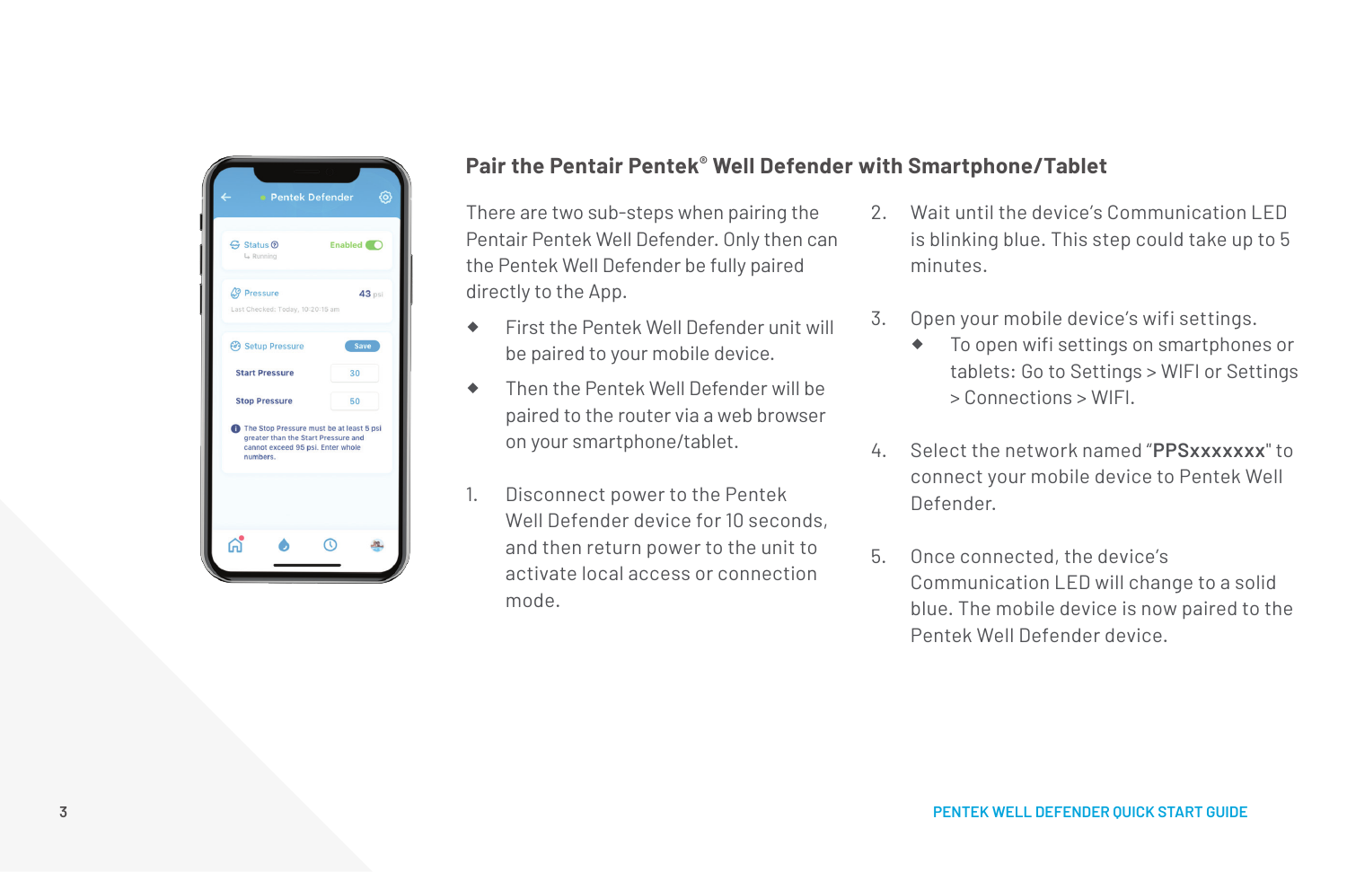## Pair the Pentair Pentek® Well Defender with Smartphone/Tablet

There are two sub-steps when pairing the Pentair Pentek Well Defender. Only then can the Pentek Well Defender be fully paired directly to the App.

- First the Pentek Well Defender unit will be paired to your mobile device.
- Then the Pentek Well Defender will be paired to the router via a web browser on your smartphone/tablet.

1. Disconnect power to the Pentek Well Defender device for 10 seconds, and then return power to the unit to activate local access or connection mode.
2. Wait until the device's Communication LED is blinking blue. This step could take up to 5 minutes.
3. Open your mobile device's wifi settings.
   - To open wifi settings on smartphones or tablets: Go to Settings > WIFI or Settings > Connections > WIFI.
4. Select the network named "**PPSxxxxxxx**" to connect your mobile device to Pentek Well Defender.
5. Once connected, the device's Communication LED will change to a solid blue. The mobile device is now paired to the Pentek Well Defender device.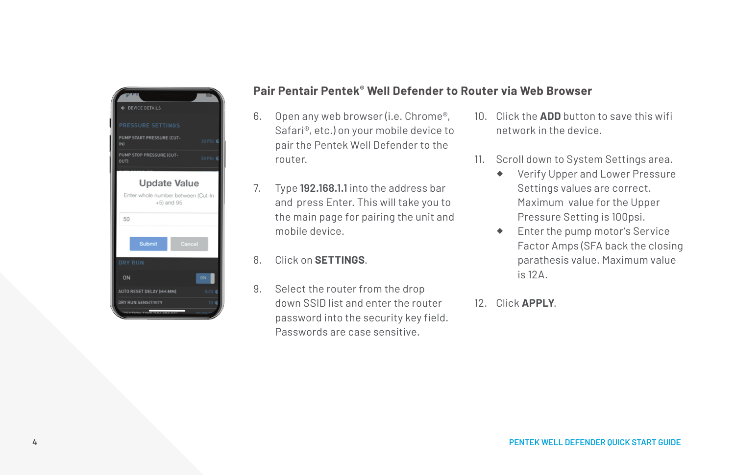## Pair Pentair Pentek® Well Defender to Router via Web Browser

6. Open any web browser (i.e. Chrome®, Safari®, etc.) on your mobile device to pair the Pentek Well Defender to the router.

7. Type **192.168.1.1** into the address bar and press Enter. This will take you to the main page for pairing the unit and mobile device.

8. Click on **SETTINGS**.

9. Select the router from the drop down SSID list and enter the router password into the security key field. Passwords are case sensitive.

10. Click the **ADD** button to save this wifi network in the device.

11. Scroll down to System Settings area.
    - Verify Upper and Lower Pressure Settings values are correct. Maximum value for the Upper Pressure Setting is 100psi.
    - Enter the pump motor's Service Factor Amps (SFA back the closing parathesis value. Maximum value is 12A.

12. Click **APPLY**.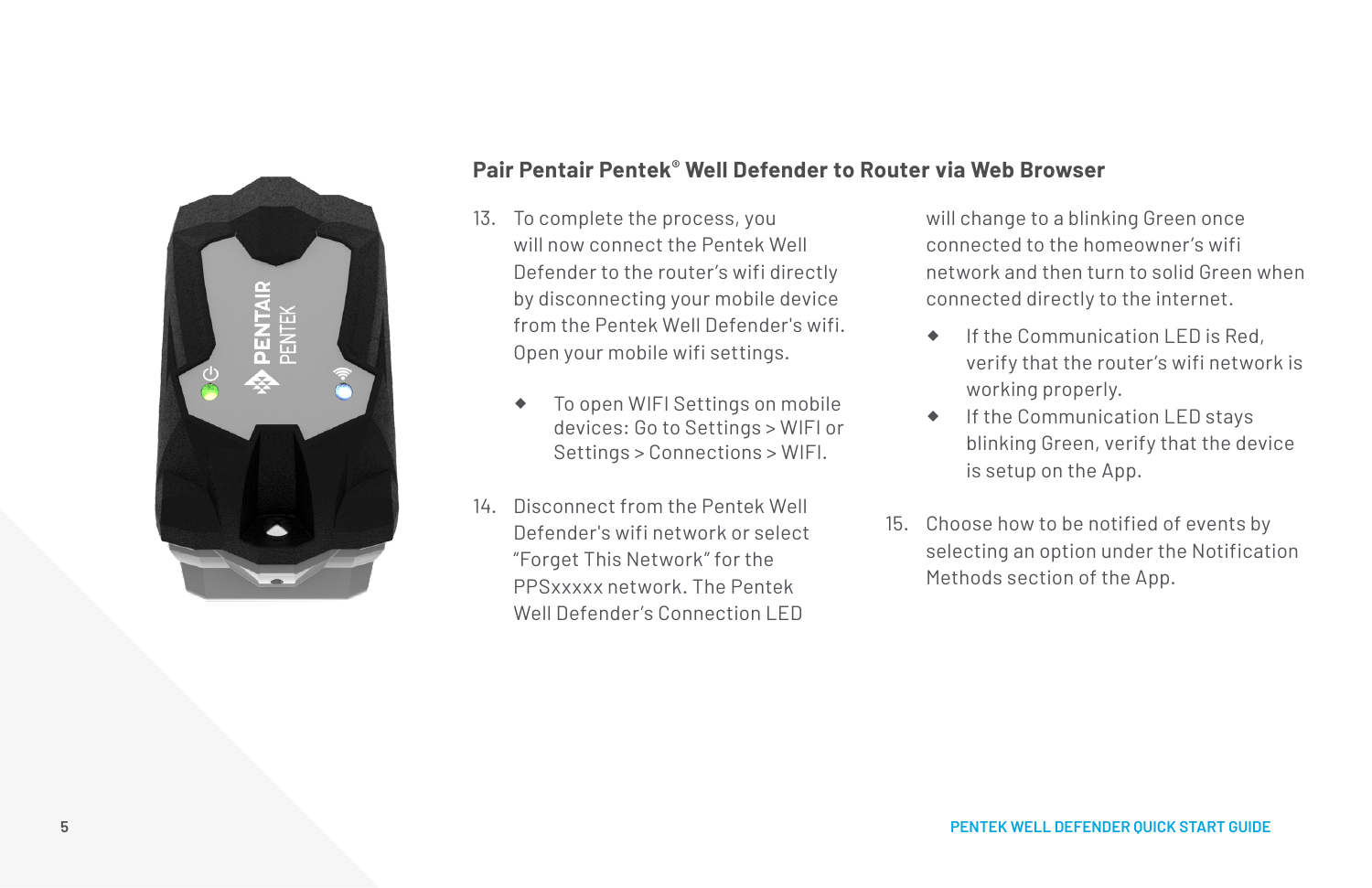## Pair Pentair Pentek® Well Defender to Router via Web Browser

13. To complete the process, you will now connect the Pentek Well Defender to the router's wifi directly by disconnecting your mobile device from the Pentek Well Defender's wifi. Open your mobile wifi settings.

    - To open WIFI Settings on mobile devices: Go to Settings > WIFI or Settings > Connections > WIFI.

14. Disconnect from the Pentek Well Defender's wifi network or select "Forget This Network" for the PPSxxxxx network. The Pentek Well Defender's Connection LED will change to a blinking Green once connected to the homeowner's wifi network and then turn to solid Green when connected directly to the internet.

    - If the Communication LED is Red, verify that the router's wifi network is working properly.
    - If the Communication LED stays blinking Green, verify that the device is setup on the App.

15. Choose how to be notified of events by selecting an option under the Notification Methods section of the App.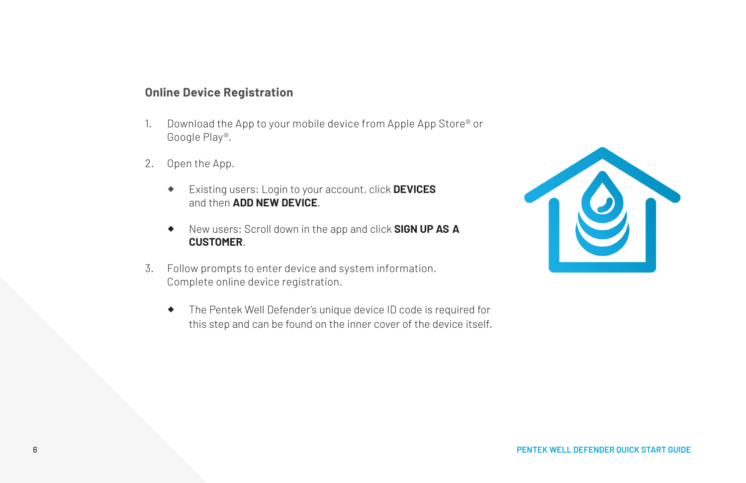## Online Device Registration

1. Download the App to your mobile device from Apple App Store® or Google Play®.
2. Open the App.
    - Existing users: Login to your account, click **DEVICES** and then **ADD NEW DEVICE**.
    - New users: Scroll down in the app and click **SIGN UP AS A CUSTOMER**.
3. Follow prompts to enter device and system information. Complete online device registration.
    - The Pentek Well Defender's unique device ID code is required for this step and can be found on the inner cover of the device itself.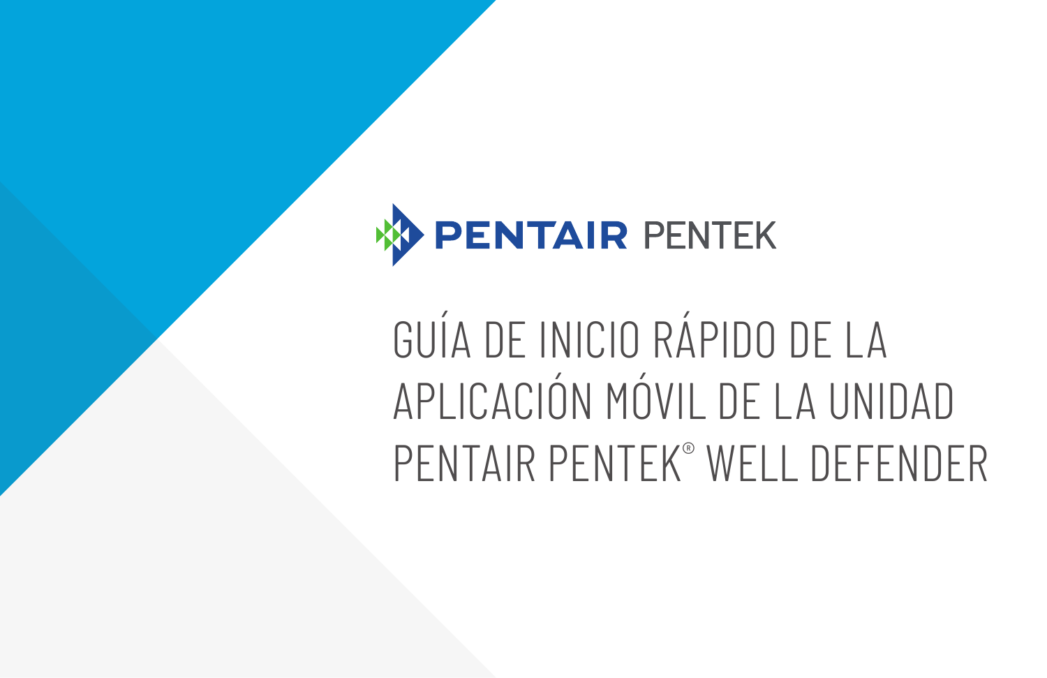PENTAIR PENTEK

# GUÍA DE INICIO RÁPIDO DE LA APLICACIÓN MÓVIL DE LA UNIDAD PENTAIR PENTEK® WELL DEFENDER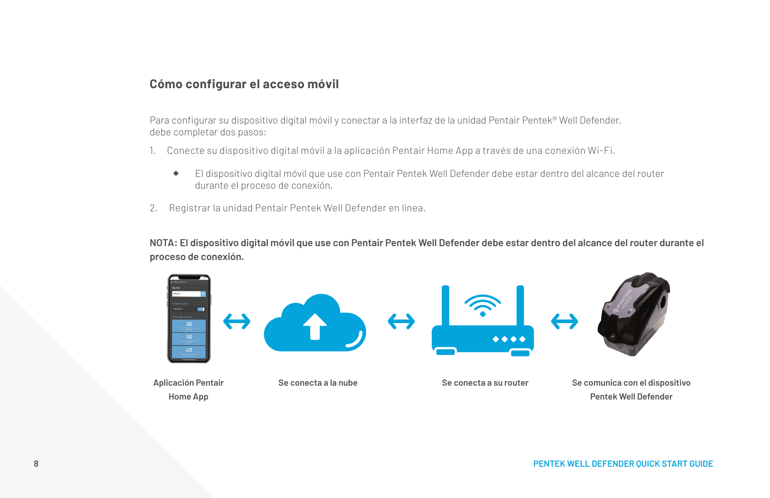## Cómo configurar el acceso móvil

Para configurar su dispositivo digital móvil y conectar a la interfaz de la unidad Pentair Pentek® Well Defender, debe completar dos pasos:

1. Conecte su dispositivo digital móvil a la aplicación Pentair Home App a través de una conexión Wi-Fi.
   - El dispositivo digital móvil que use con Pentair Pentek Well Defender debe estar dentro del alcance del router durante el proceso de conexión.
2. Registrar la unidad Pentair Pentek Well Defender en línea.

**NOTA: El dispositivo digital móvil que use con Pentair Pentek Well Defender debe estar dentro del alcance del router durante el proceso de conexión.**

Aplicación Pentair Home App

Se conecta a la nube

Se conecta a su router

Se comunica con el dispositivo Pentek Well Defender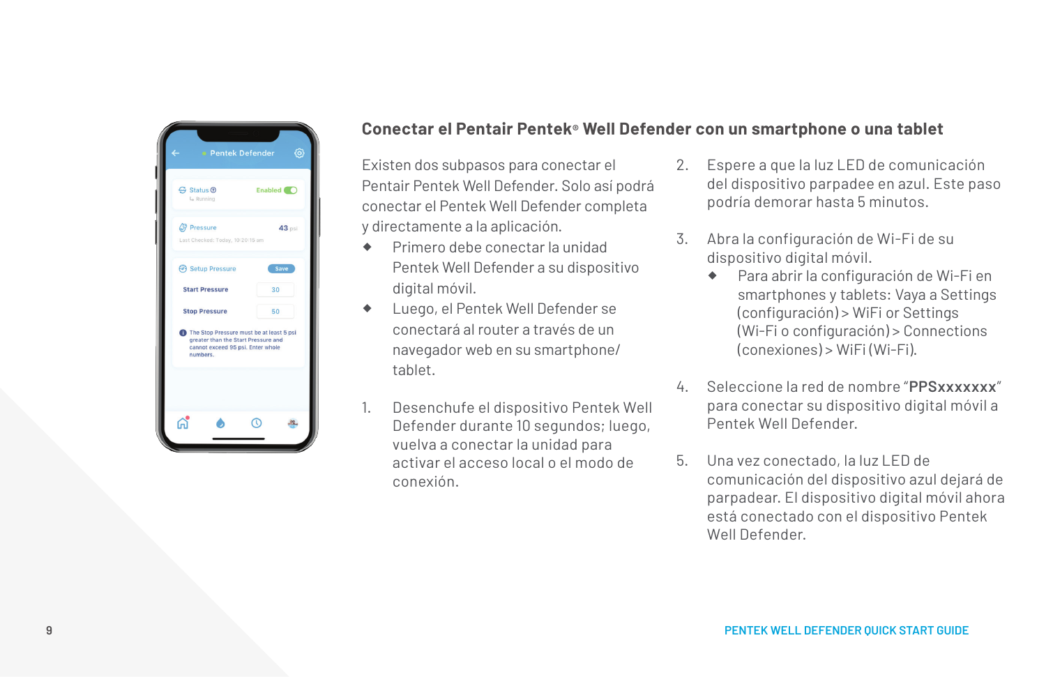## Conectar el Pentair Pentek® Well Defender con un smartphone o una tablet

Existen dos subpasos para conectar el Pentair Pentek Well Defender. Solo así podrá conectar el Pentek Well Defender completa y directamente a la aplicación.

- Primero debe conectar la unidad Pentek Well Defender a su dispositivo digital móvil.
- Luego, el Pentek Well Defender se conectará al router a través de un navegador web en su smartphone/ tablet.

1. Desenchufe el dispositivo Pentek Well Defender durante 10 segundos; luego, vuelva a conectar la unidad para activar el acceso local o el modo de conexión.

2. Espere a que la luz LED de comunicación del dispositivo parpadee en azul. Este paso podría demorar hasta 5 minutos.

3. Abra la configuración de Wi-Fi de su dispositivo digital móvil.
   - Para abrir la configuración de Wi-Fi en smartphones y tablets: Vaya a Settings (configuración) > WiFi or Settings (Wi-Fi o configuración) > Connections (conexiones) > WiFi (Wi-Fi).

4. Seleccione la red de nombre "**PPSxxxxxxx**" para conectar su dispositivo digital móvil a Pentek Well Defender.

5. Una vez conectado, la luz LED de comunicación del dispositivo azul dejará de parpadear. El dispositivo digital móvil ahora está conectado con el dispositivo Pentek Well Defender.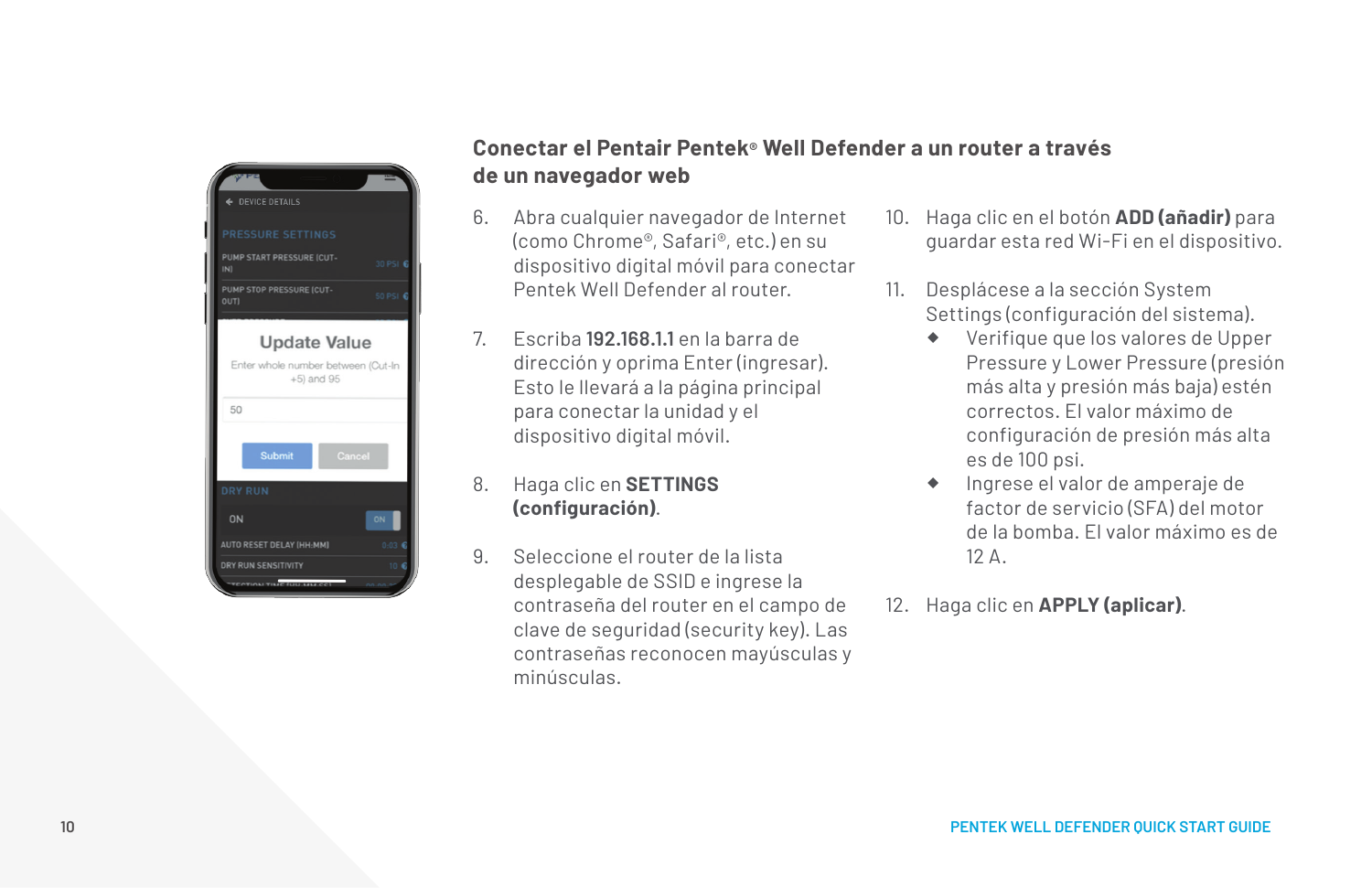## Conectar el Pentair Pentek® Well Defender a un router a través de un navegador web

6. Abra cualquier navegador de Internet (como Chrome®, Safari®, etc.) en su dispositivo digital móvil para conectar Pentek Well Defender al router.

7. Escriba **192.168.1.1** en la barra de dirección y oprima Enter (ingresar). Esto le llevará a la página principal para conectar la unidad y el dispositivo digital móvil.

8. Haga clic en **SETTINGS (configuración)**.

9. Seleccione el router de la lista desplegable de SSID e ingrese la contraseña del router en el campo de clave de seguridad (security key). Las contraseñas reconocen mayúsculas y minúsculas.

10. Haga clic en el botón **ADD (añadir)** para guardar esta red Wi-Fi en el dispositivo.

11. Desplácese a la sección System Settings (configuración del sistema).
    - Verifique que los valores de Upper Pressure y Lower Pressure (presión más alta y presión más baja) estén correctos. El valor máximo de configuración de presión más alta es de 100 psi.
    - Ingrese el valor de amperaje de factor de servicio (SFA) del motor de la bomba. El valor máximo es de 12 A.

12. Haga clic en **APPLY (aplicar)**.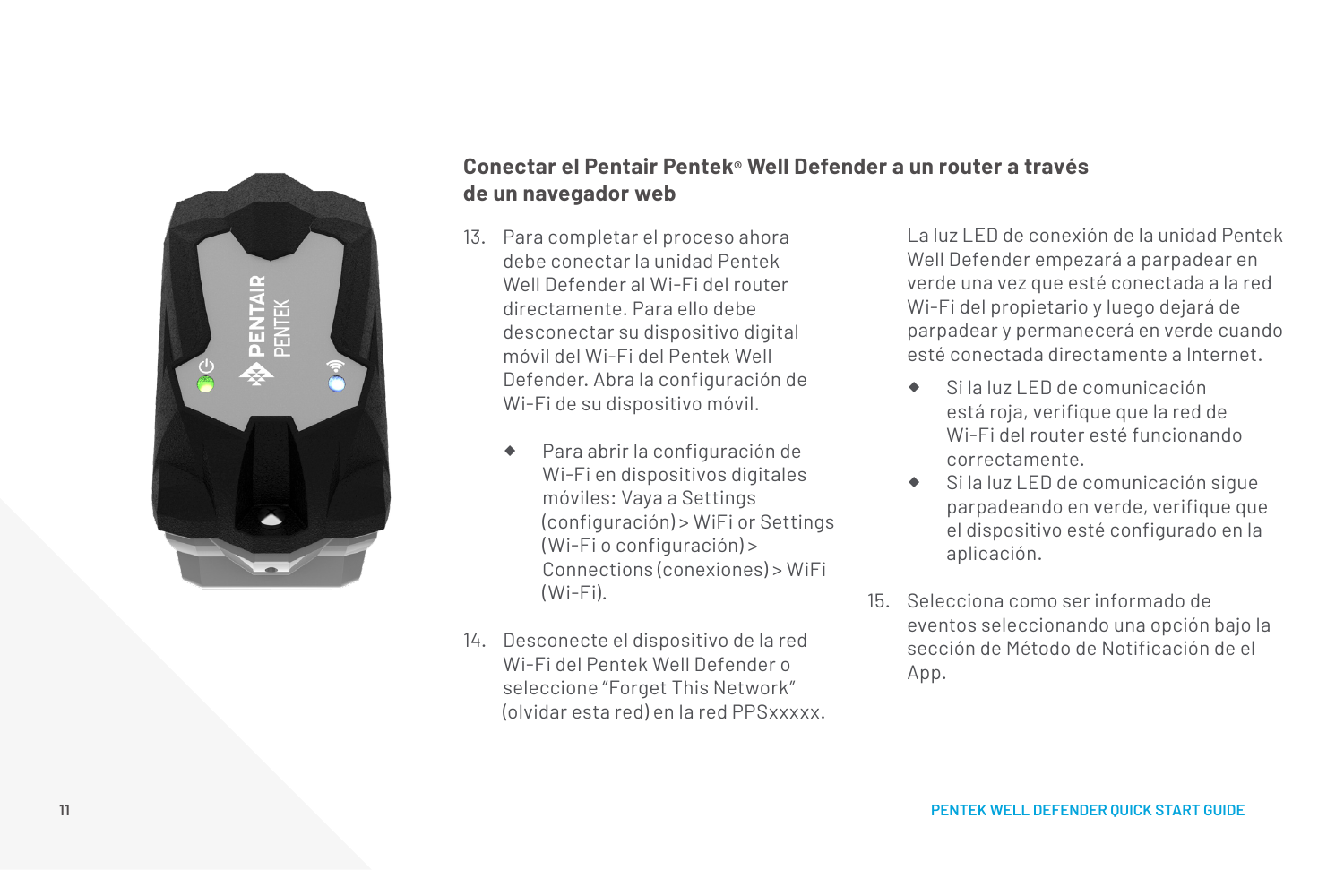## Conectar el Pentair Pentek® Well Defender a un router a través de un navegador web

13. Para completar el proceso ahora debe conectar la unidad Pentek Well Defender al Wi-Fi del router directamente. Para ello debe desconectar su dispositivo digital móvil del Wi-Fi del Pentek Well Defender. Abra la configuración de Wi-Fi de su dispositivo móvil.

    - Para abrir la configuración de Wi-Fi en dispositivos digitales móviles: Vaya a Settings (configuración) > WiFi or Settings (Wi-Fi o configuración) > Connections (conexiones) > WiFi (Wi-Fi).

14. Desconecte el dispositivo de la red Wi-Fi del Pentek Well Defender o seleccione "Forget This Network" (olvidar esta red) en la red PPSxxxxx.

    La luz LED de conexión de la unidad Pentek Well Defender empezará a parpadear en verde una vez que esté conectada a la red Wi-Fi del propietario y luego dejará de parpadear y permanecerá en verde cuando esté conectada directamente a Internet.

    - Si la luz LED de comunicación está roja, verifique que la red de Wi-Fi del router esté funcionando correctamente.
    - Si la luz LED de comunicación sigue parpadeando en verde, verifique que el dispositivo esté configurado en la aplicación.

15. Selecciona como ser informado de eventos seleccionando una opción bajo la sección de Método de Notificación de el App.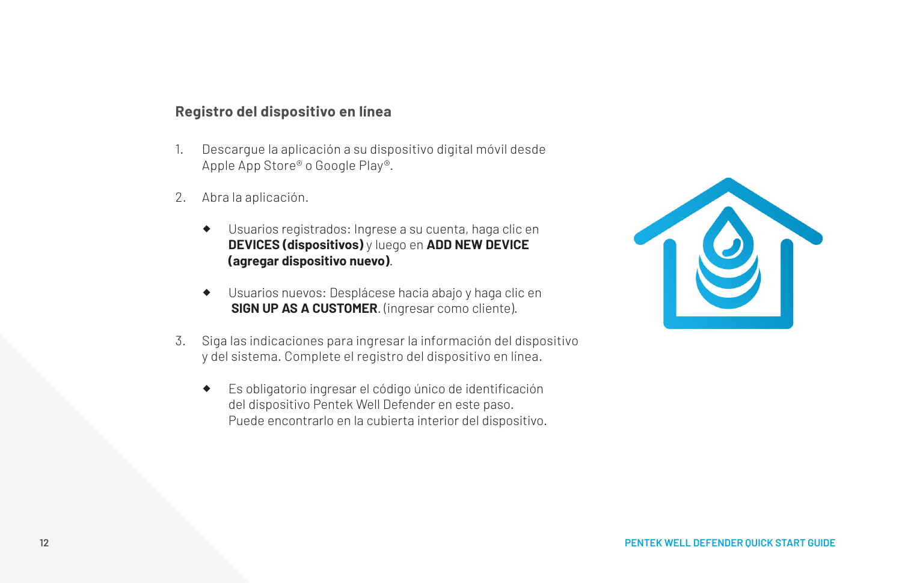## Registro del dispositivo en línea

1. Descargue la aplicación a su dispositivo digital móvil desde Apple App Store® o Google Play®.

2. Abra la aplicación.

   - Usuarios registrados: Ingrese a su cuenta, haga clic en **DEVICES (dispositivos)** y luego en **ADD NEW DEVICE (agregar dispositivo nuevo)**.

   - Usuarios nuevos: Desplácese hacia abajo y haga clic en **SIGN UP AS A CUSTOMER**. (ingresar como cliente).

3. Siga las indicaciones para ingresar la información del dispositivo y del sistema. Complete el registro del dispositivo en línea.

   - Es obligatorio ingresar el código único de identificación del dispositivo Pentek Well Defender en este paso. Puede encontrarlo en la cubierta interior del dispositivo.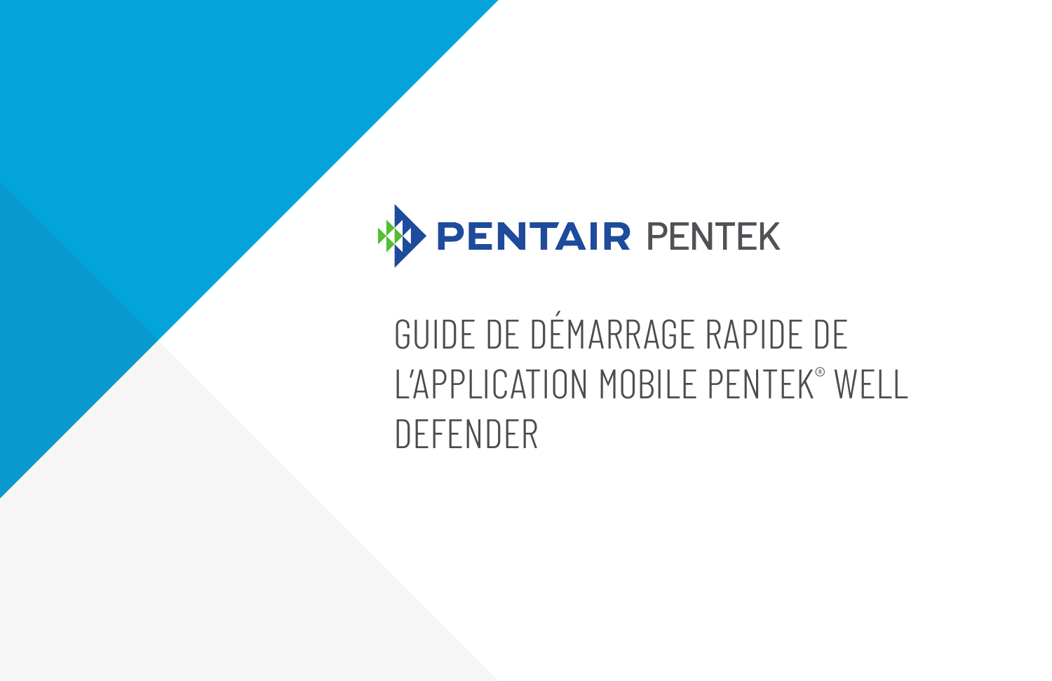PENTAIR PENTEK

# GUIDE DE DÉMARRAGE RAPIDE DE L'APPLICATION MOBILE PENTEK® WELL DEFENDER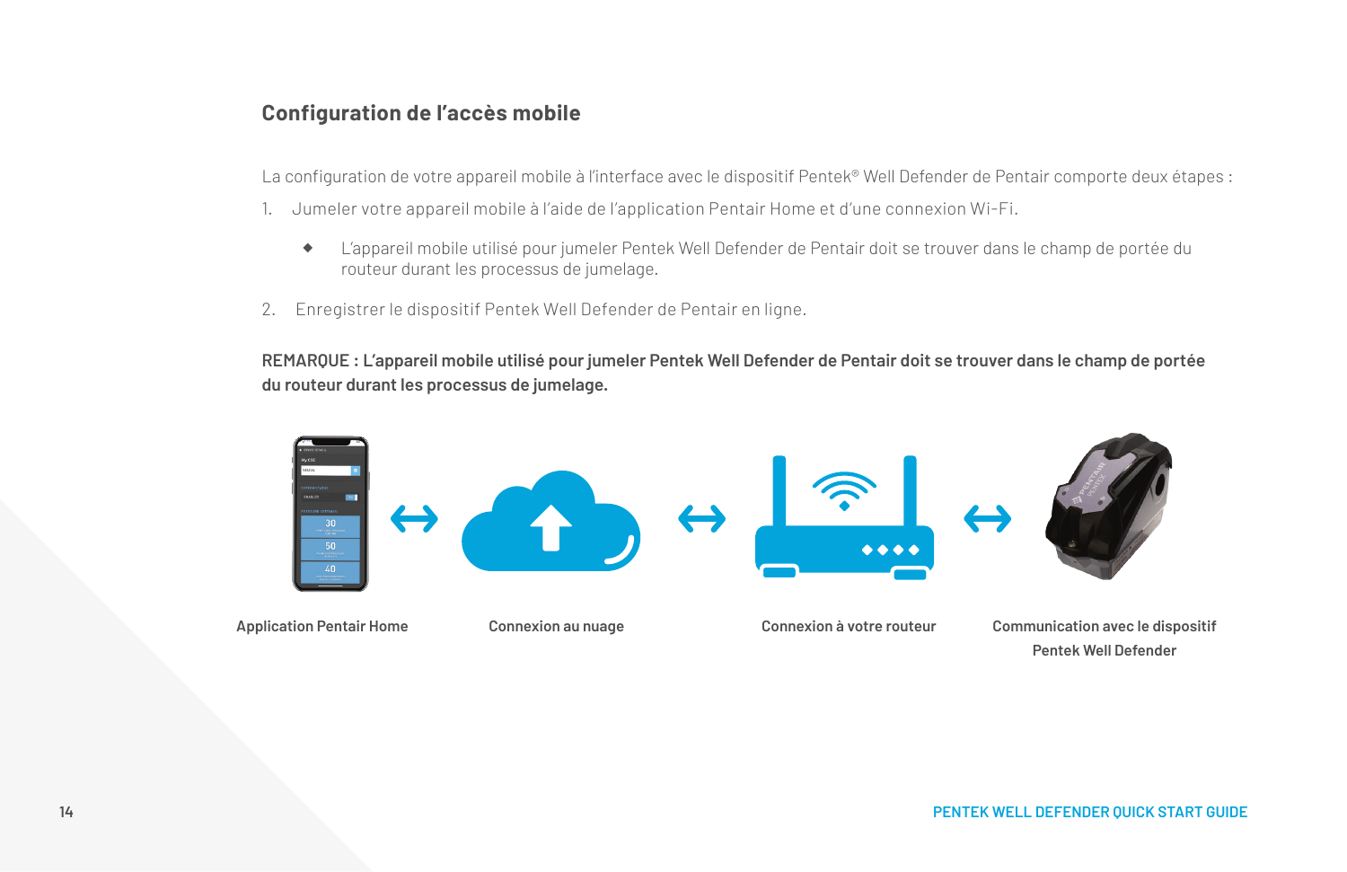## Configuration de l'accès mobile

La configuration de votre appareil mobile à l'interface avec le dispositif Pentek® Well Defender de Pentair comporte deux étapes :

1. Jumeler votre appareil mobile à l'aide de l'application Pentair Home et d'une connexion Wi-Fi.
   - L'appareil mobile utilisé pour jumeler Pentek Well Defender de Pentair doit se trouver dans le champ de portée du routeur durant les processus de jumelage.
2. Enregistrer le dispositif Pentek Well Defender de Pentair en ligne.

**REMARQUE : L'appareil mobile utilisé pour jumeler Pentek Well Defender de Pentair doit se trouver dans le champ de portée du routeur durant les processus de jumelage.**

**Application Pentair Home** ↔ **Connexion au nuage** ↔ **Connexion à votre routeur** ↔ **Communication avec le dispositif Pentek Well Defender**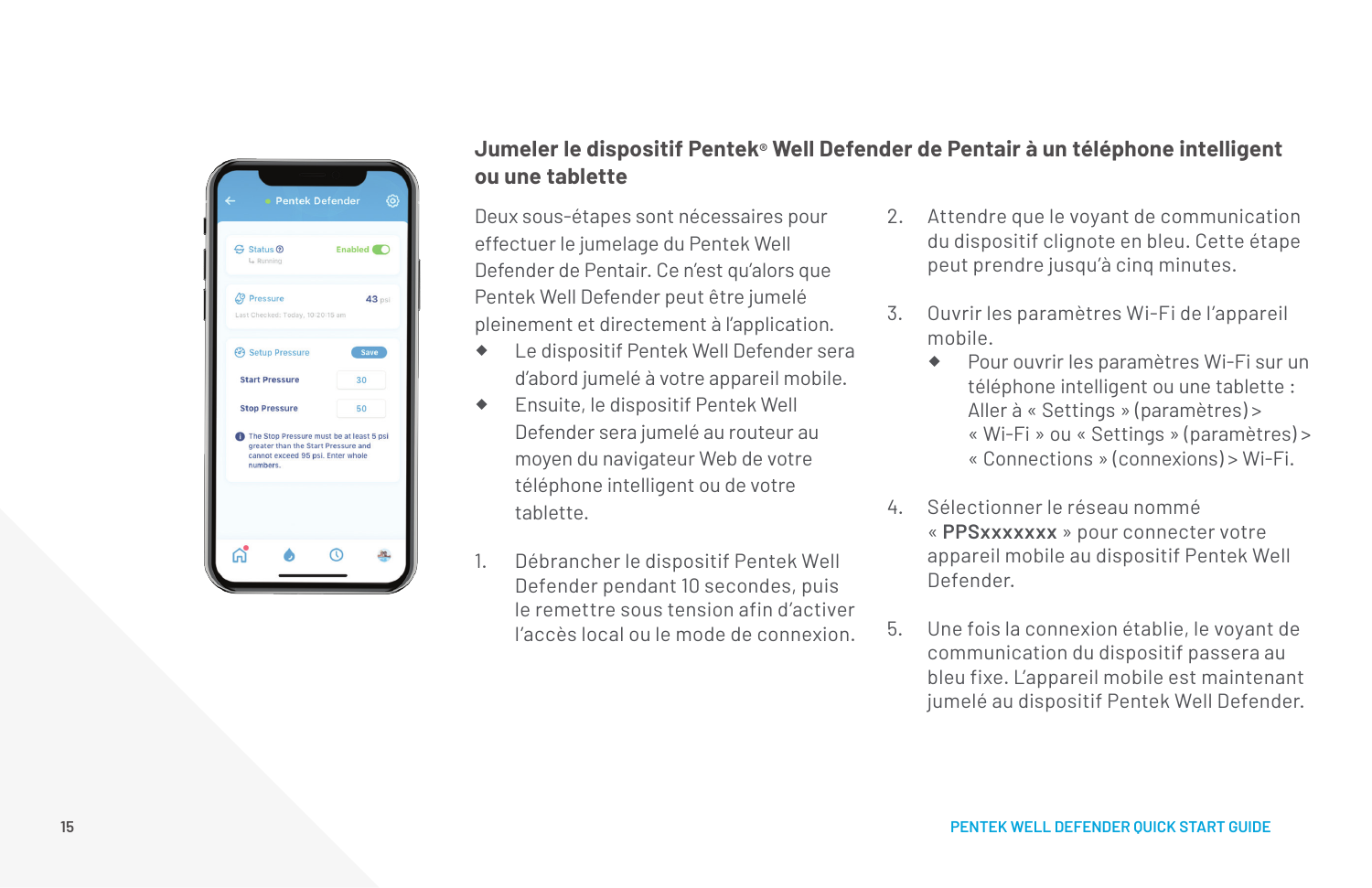## Jumeler le dispositif Pentek® Well Defender de Pentair à un téléphone intelligent ou une tablette

Deux sous-étapes sont nécessaires pour effectuer le jumelage du Pentek Well Defender de Pentair. Ce n'est qu'alors que Pentek Well Defender peut être jumelé pleinement et directement à l'application.

- Le dispositif Pentek Well Defender sera d'abord jumelé à votre appareil mobile.
- Ensuite, le dispositif Pentek Well Defender sera jumelé au routeur au moyen du navigateur Web de votre téléphone intelligent ou de votre tablette.

1. Débrancher le dispositif Pentek Well Defender pendant 10 secondes, puis le remettre sous tension afin d'activer l'accès local ou le mode de connexion.

2. Attendre que le voyant de communication du dispositif clignote en bleu. Cette étape peut prendre jusqu'à cinq minutes.

3. Ouvrir les paramètres Wi-Fi de l'appareil mobile.
   - Pour ouvrir les paramètres Wi-Fi sur un téléphone intelligent ou une tablette : Aller à « Settings » (paramètres) > « Wi-Fi » ou « Settings » (paramètres) > « Connections » (connexions) > Wi-Fi.

4. Sélectionner le réseau nommé « **PPSxxxxxxx** » pour connecter votre appareil mobile au dispositif Pentek Well Defender.

5. Une fois la connexion établie, le voyant de communication du dispositif passera au bleu fixe. L'appareil mobile est maintenant jumelé au dispositif Pentek Well Defender.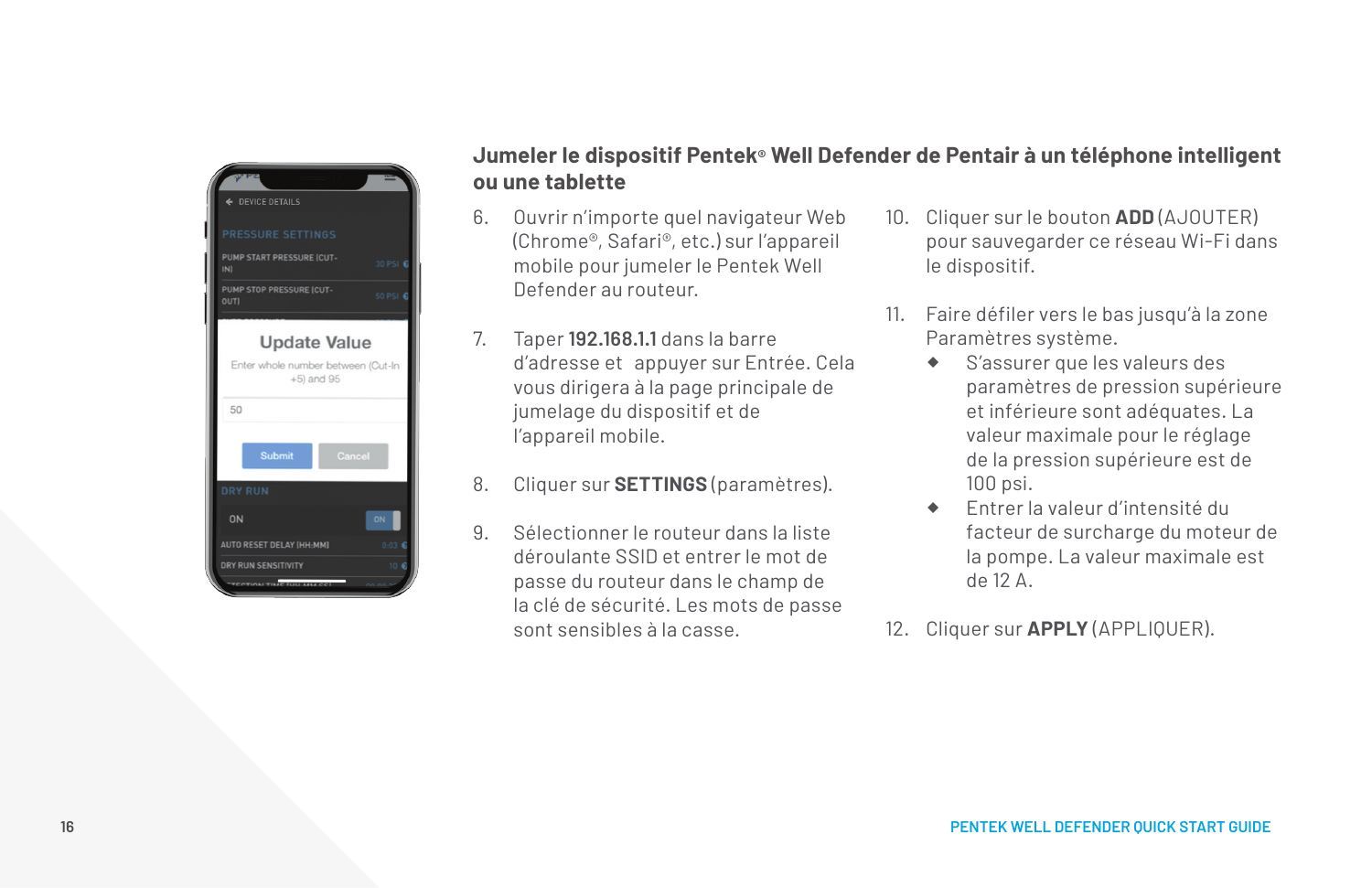## Jumeler le dispositif Pentek® Well Defender de Pentair à un téléphone intelligent ou une tablette

6. Ouvrir n'importe quel navigateur Web (Chrome®, Safari®, etc.) sur l'appareil mobile pour jumeler le Pentek Well Defender au routeur.

7. Taper **192.168.1.1** dans la barre d'adresse et  appuyer sur Entrée. Cela vous dirigera à la page principale de jumelage du dispositif et de l'appareil mobile.

8. Cliquer sur **SETTINGS** (paramètres).

9. Sélectionner le routeur dans la liste déroulante SSID et entrer le mot de passe du routeur dans le champ de la clé de sécurité. Les mots de passe sont sensibles à la casse.

10. Cliquer sur le bouton **ADD** (AJOUTER) pour sauvegarder ce réseau Wi-Fi dans le dispositif.

11. Faire défiler vers le bas jusqu'à la zone Paramètres système.
    - S'assurer que les valeurs des paramètres de pression supérieure et inférieure sont adéquates. La valeur maximale pour le réglage de la pression supérieure est de 100 psi.
    - Entrer la valeur d'intensité du facteur de surcharge du moteur de la pompe. La valeur maximale est de 12 A.

12. Cliquer sur **APPLY** (APPLIQUER).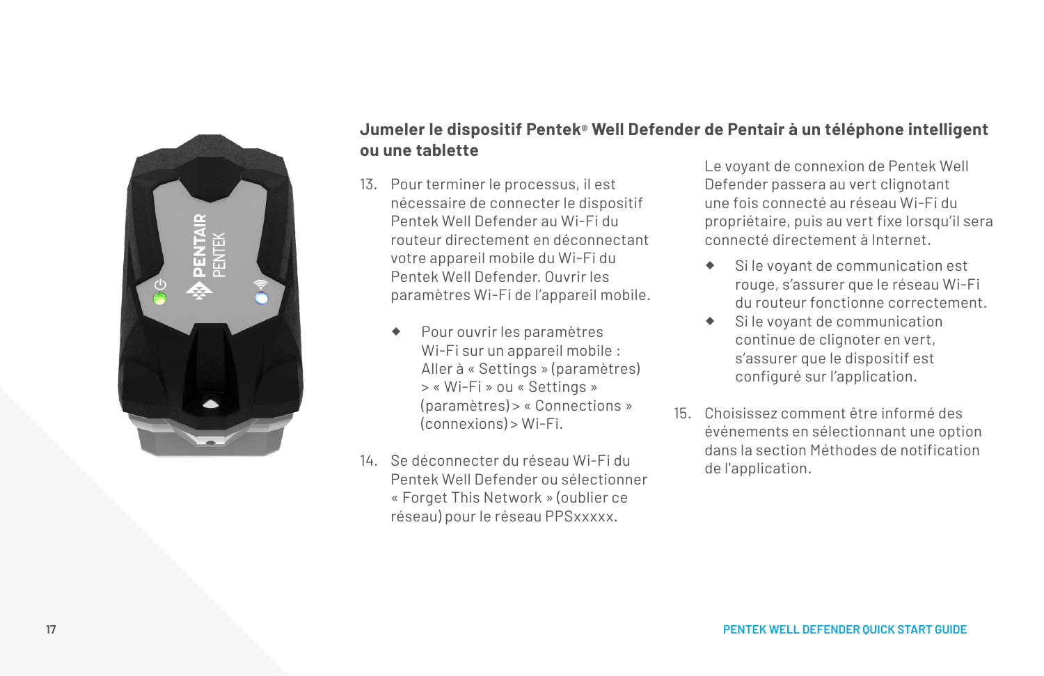## Jumeler le dispositif Pentek® Well Defender de Pentair à un téléphone intelligent ou une tablette

13. Pour terminer le processus, il est nécessaire de connecter le dispositif Pentek Well Defender au Wi-Fi du routeur directement en déconnectant votre appareil mobile du Wi-Fi du Pentek Well Defender. Ouvrir les paramètres Wi-Fi de l'appareil mobile.

    - Pour ouvrir les paramètres Wi-Fi sur un appareil mobile : Aller à « Settings » (paramètres) > « Wi-Fi » ou « Settings » (paramètres) > « Connections » (connexions) > Wi-Fi.

14. Se déconnecter du réseau Wi-Fi du Pentek Well Defender ou sélectionner « Forget This Network » (oublier ce réseau) pour le réseau PPSxxxxx.

    Le voyant de connexion de Pentek Well Defender passera au vert clignotant une fois connecté au réseau Wi-Fi du propriétaire, puis au vert fixe lorsqu'il sera connecté directement à Internet.

    - Si le voyant de communication est rouge, s'assurer que le réseau Wi-Fi du routeur fonctionne correctement.
    - Si le voyant de communication continue de clignoter en vert, s'assurer que le dispositif est configuré sur l'application.

15. Choisissez comment être informé des événements en sélectionnant une option dans la section Méthodes de notification de l'application.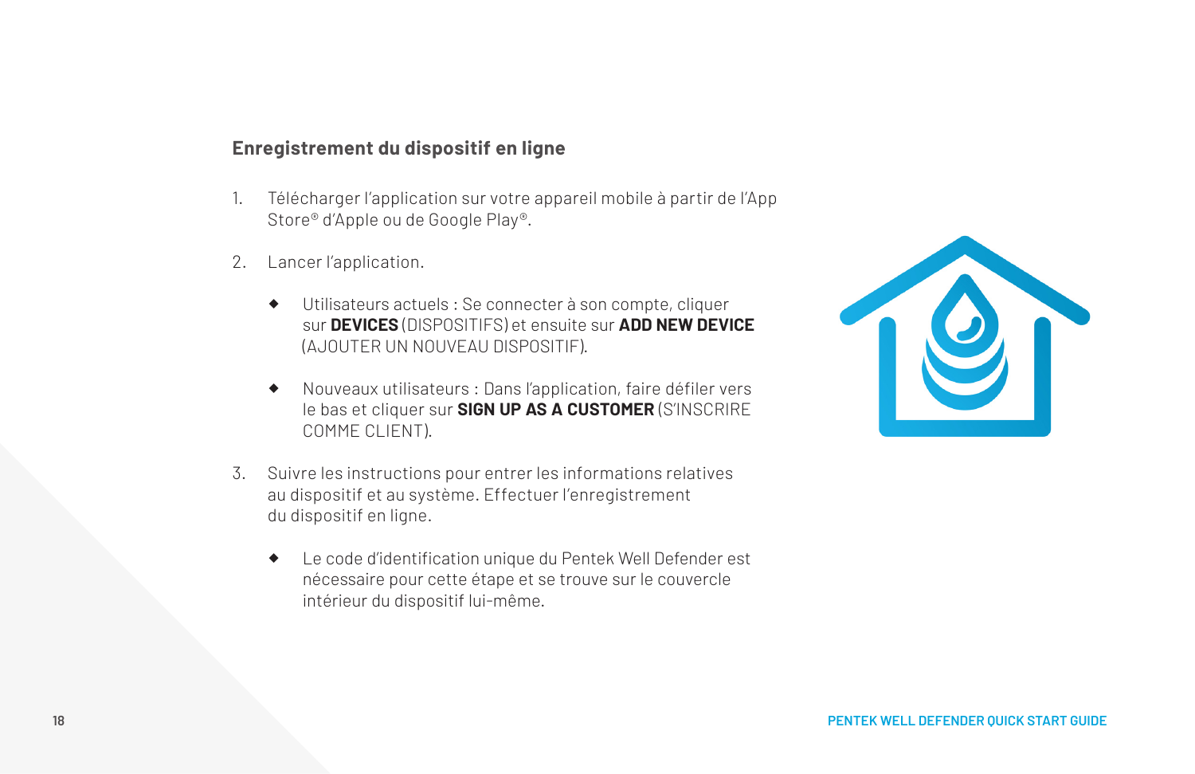## Enregistrement du dispositif en ligne

1. Télécharger l'application sur votre appareil mobile à partir de l'App Store® d'Apple ou de Google Play®.

2. Lancer l'application.

    - Utilisateurs actuels : Se connecter à son compte, cliquer sur **DEVICES** (DISPOSITIFS) et ensuite sur **ADD NEW DEVICE** (AJOUTER UN NOUVEAU DISPOSITIF).

    - Nouveaux utilisateurs : Dans l'application, faire défiler vers le bas et cliquer sur **SIGN UP AS A CUSTOMER** (S'INSCRIRE COMME CLIENT).

3. Suivre les instructions pour entrer les informations relatives au dispositif et au système. Effectuer l'enregistrement du dispositif en ligne.

    - Le code d'identification unique du Pentek Well Defender est nécessaire pour cette étape et se trouve sur le couvercle intérieur du dispositif lui-même.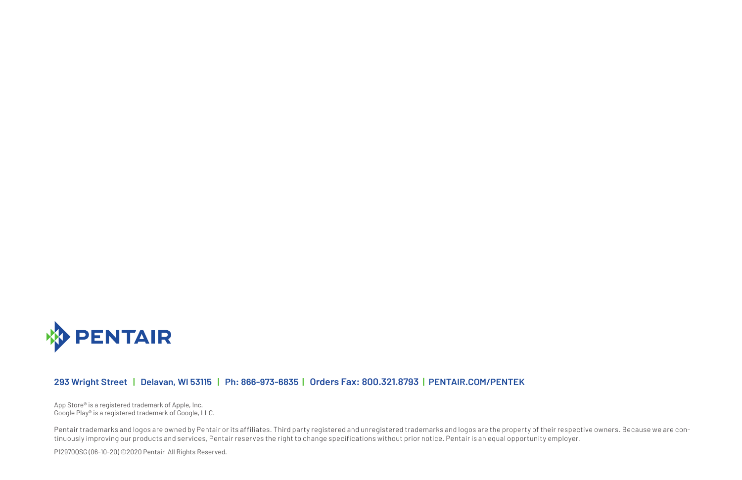PENTAIR

**293 Wright Street | Delavan, WI 53115 | Ph: 866-973-6835 | Orders Fax: 800.321.8793 | PENTAIR.COM/PENTEK**

App Store® is a registered trademark of Apple, Inc.
Google Play® is a registered trademark of Google, LLC.

Pentair trademarks and logos are owned by Pentair or its affiliates. Third party registered and unregistered trademarks and logos are the property of their respective owners. Because we are continuously improving our products and services, Pentair reserves the right to change specifications without prior notice. Pentair is an equal opportunity employer.

P12970QSG (06-10-20) ©2020 Pentair All Rights Reserved.